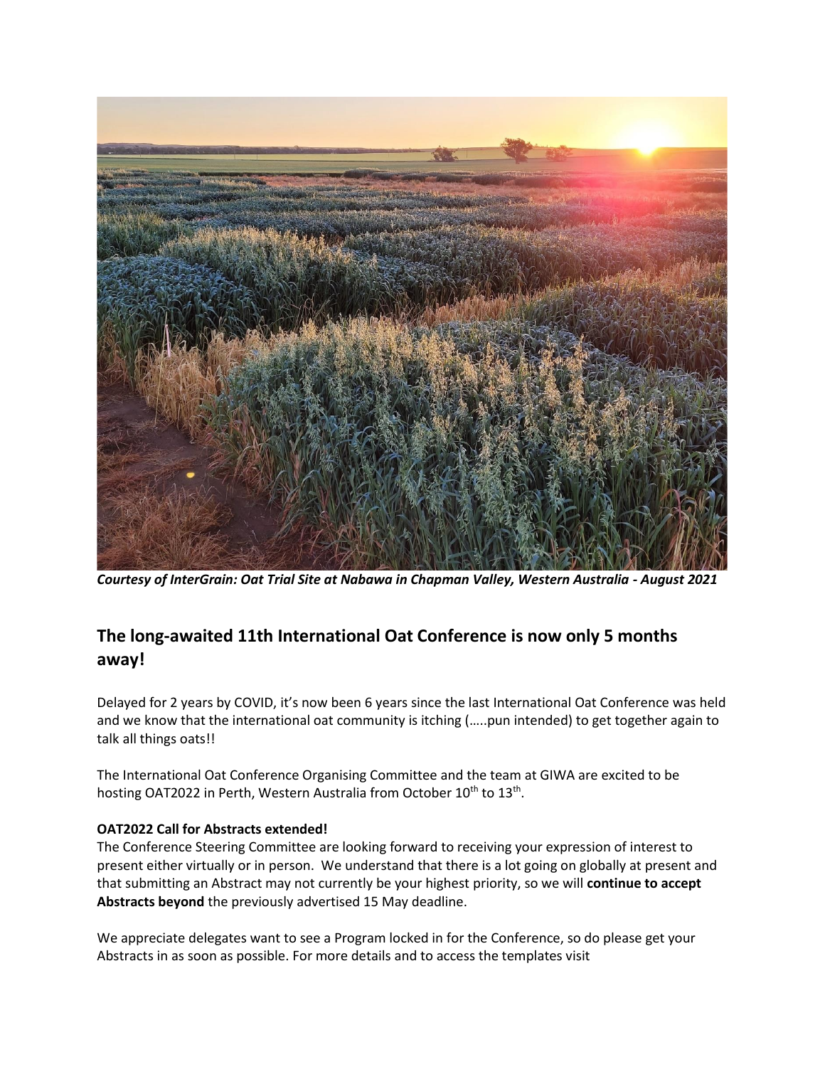*Courtesy of InterGrain: Oat Trial Site at Nabawa in Chapman Valley, Western Australia - August 2021*

## The long-awaited 11th International Oat Conference is now only 5 months away!

Delayed for 2 years by COVID, it's now been 6 years since the last International Oat Conference was held and we know that the international oat community is itching (.....pun intended) to get together again to talk all things oats!!

The International Oat Conference Organising Committee and the team at GIWA are excited to be hosting OAT2022 in Perth, Western Australia from October 10th to 13th.

**OAT2022 Call for Abstracts extended!**

The Conference Steering Committee are looking forward to receiving your expression of interest to present either virtually or in person. We understand that there is a lot going on globally at present and that submitting an Abstract may not currently be your highest priority, so we will **continue to accept Abstracts beyond** the previously advertised 15 May deadline.

We appreciate delegates want to see a Program locked in for the Conference, so do please get your Abstracts in as soon as possible. For more details and to access the templates visit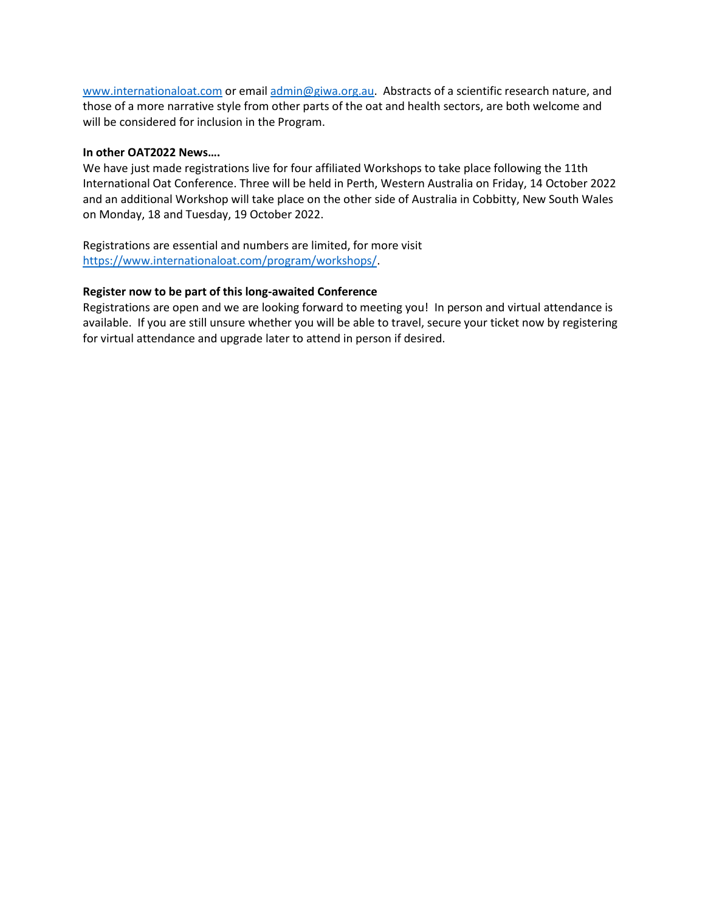www.internationaloat.com or email admin@giwa.org.au. Abstracts of a scientific research nature, and those of a more narrative style from other parts of the oat and health sectors, are both welcome and will be considered for inclusion in the Program.

**In other OAT2022 News….**

We have just made registrations live for four affiliated Workshops to take place following the 11th International Oat Conference. Three will be held in Perth, Western Australia on Friday, 14 October 2022 and an additional Workshop will take place on the other side of Australia in Cobbitty, New South Wales on Monday, 18 and Tuesday, 19 October 2022.

Registrations are essential and numbers are limited, for more visit https://www.internationaloat.com/program/workshops/.

**Register now to be part of this long-awaited Conference**

Registrations are open and we are looking forward to meeting you! In person and virtual attendance is available. If you are still unsure whether you will be able to travel, secure your ticket now by registering for virtual attendance and upgrade later to attend in person if desired.